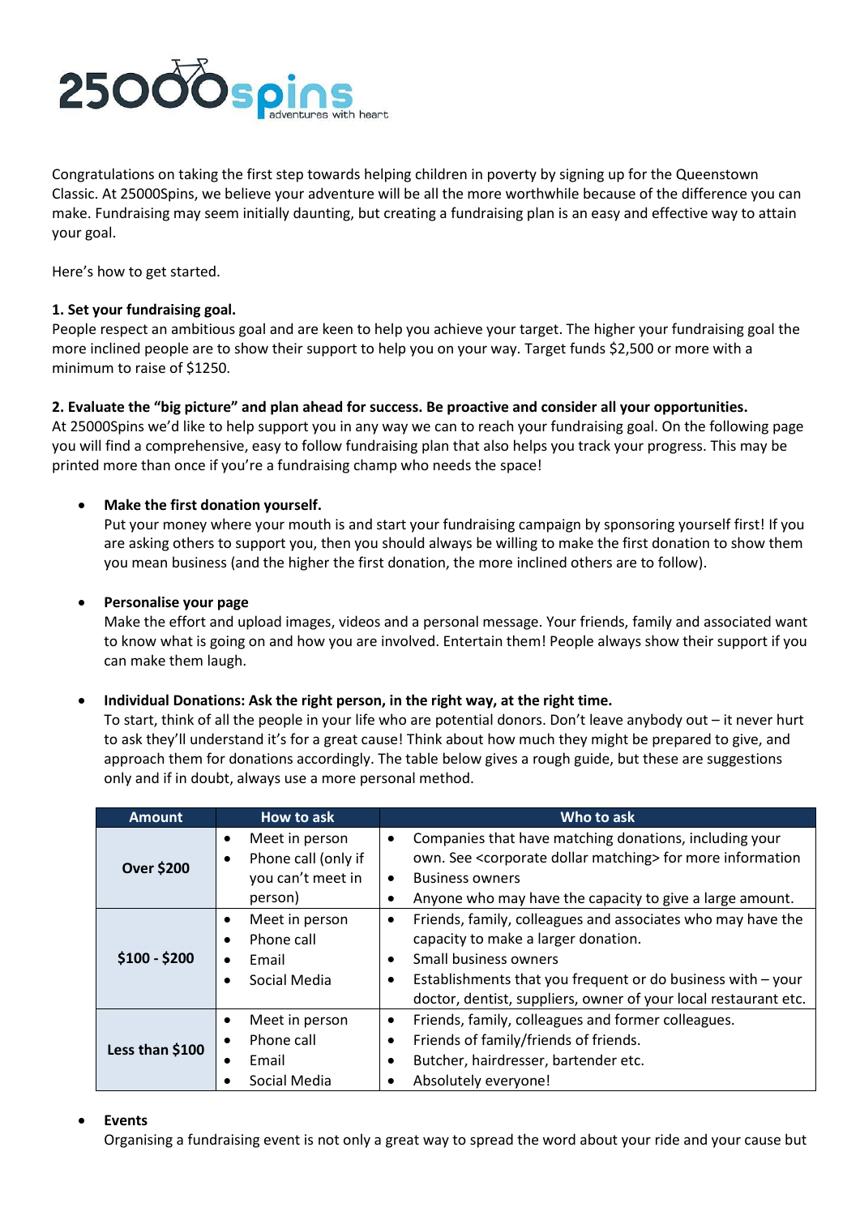# 25000spins

adventures with heart

Congratulations on taking the first step towards helping children in poverty by signing up for the Queenstown Classic. At 25000Spins, we believe your adventure will be all the more worthwhile because of the difference you can make. Fundraising may seem initially daunting, but creating a fundraising plan is an easy and effective way to attain your goal.

Here's how to get started.

**1. Set your fundraising goal.**
People respect an ambitious goal and are keen to help you achieve your target. The higher your fundraising goal the more inclined people are to show their support to help you on your way. Target funds $2,500 or more with a minimum to raise of $1250.

**2. Evaluate the "big picture" and plan ahead for success. Be proactive and consider all your opportunities.**
At 25000Spins we'd like to help support you in any way we can to reach your fundraising goal. On the following page you will find a comprehensive, easy to follow fundraising plan that also helps you track your progress. This may be printed more than once if you're a fundraising champ who needs the space!

- **Make the first donation yourself.**
  Put your money where your mouth is and start your fundraising campaign by sponsoring yourself first! If you are asking others to support you, then you should always be willing to make the first donation to show them you mean business (and the higher the first donation, the more inclined others are to follow).

- **Personalise your page**
  Make the effort and upload images, videos and a personal message. Your friends, family and associated want to know what is going on and how you are involved. Entertain them! People always show their support if you can make them laugh.

- **Individual Donations: Ask the right person, in the right way, at the right time.**
  To start, think of all the people in your life who are potential donors. Don't leave anybody out – it never hurt to ask they'll understand it's for a great cause! Think about how much they might be prepared to give, and approach them for donations accordingly. The table below gives a rough guide, but these are suggestions only and if in doubt, always use a more personal method.

| Amount | How to ask | Who to ask |
|---|---|---|
| **Over $200** | • Meet in person<br>• Phone call (only if you can't meet in person) | • Companies that have matching donations, including your own. See <corporate dollar matching> for more information<br>• Business owners<br>• Anyone who may have the capacity to give a large amount. |
| **$100 - $200** | • Meet in person<br>• Phone call<br>• Email<br>• Social Media | • Friends, family, colleagues and associates who may have the capacity to make a larger donation.<br>• Small business owners<br>• Establishments that you frequent or do business with – your doctor, dentist, suppliers, owner of your local restaurant etc. |
| **Less than $100** | • Meet in person<br>• Phone call<br>• Email<br>• Social Media | • Friends, family, colleagues and former colleagues.<br>• Friends of family/friends of friends.<br>• Butcher, hairdresser, bartender etc.<br>• Absolutely everyone! |

- **Events**
  Organising a fundraising event is not only a great way to spread the word about your ride and your cause but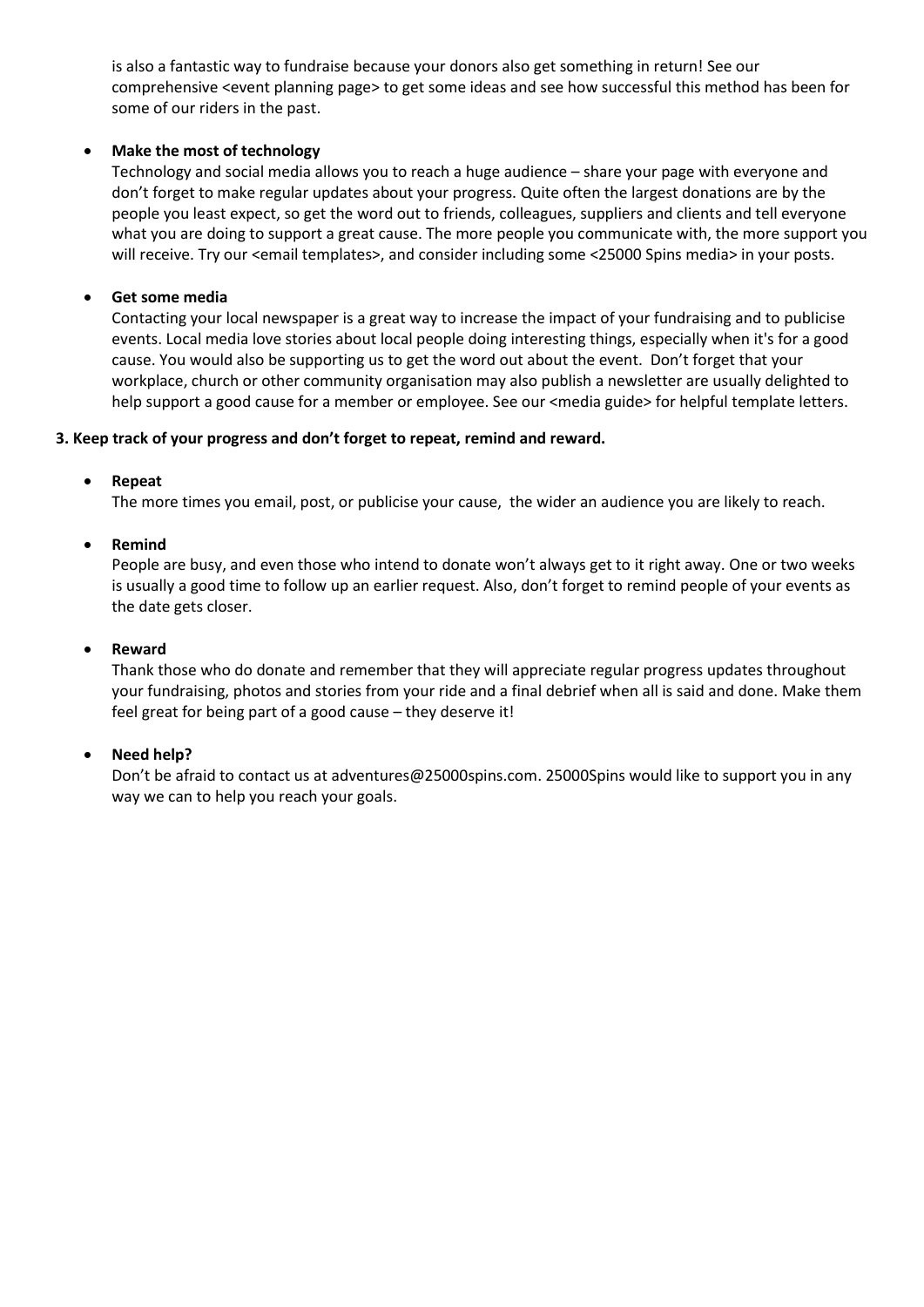is also a fantastic way to fundraise because your donors also get something in return! See our comprehensive <event planning page> to get some ideas and see how successful this method has been for some of our riders in the past.

- **Make the most of technology**
  Technology and social media allows you to reach a huge audience – share your page with everyone and don't forget to make regular updates about your progress. Quite often the largest donations are by the people you least expect, so get the word out to friends, colleagues, suppliers and clients and tell everyone what you are doing to support a great cause. The more people you communicate with, the more support you will receive. Try our <email templates>, and consider including some <25000 Spins media> in your posts.

- **Get some media**
  Contacting your local newspaper is a great way to increase the impact of your fundraising and to publicise events. Local media love stories about local people doing interesting things, especially when it's for a good cause. You would also be supporting us to get the word out about the event. Don't forget that your workplace, church or other community organisation may also publish a newsletter are usually delighted to help support a good cause for a member or employee. See our <media guide> for helpful template letters.

**3. Keep track of your progress and don't forget to repeat, remind and reward.**

- **Repeat**
  The more times you email, post, or publicise your cause, the wider an audience you are likely to reach.

- **Remind**
  People are busy, and even those who intend to donate won't always get to it right away. One or two weeks is usually a good time to follow up an earlier request. Also, don't forget to remind people of your events as the date gets closer.

- **Reward**
  Thank those who do donate and remember that they will appreciate regular progress updates throughout your fundraising, photos and stories from your ride and a final debrief when all is said and done. Make them feel great for being part of a good cause – they deserve it!

- **Need help?**
  Don't be afraid to contact us at adventures@25000spins.com. 25000Spins would like to support you in any way we can to help you reach your goals.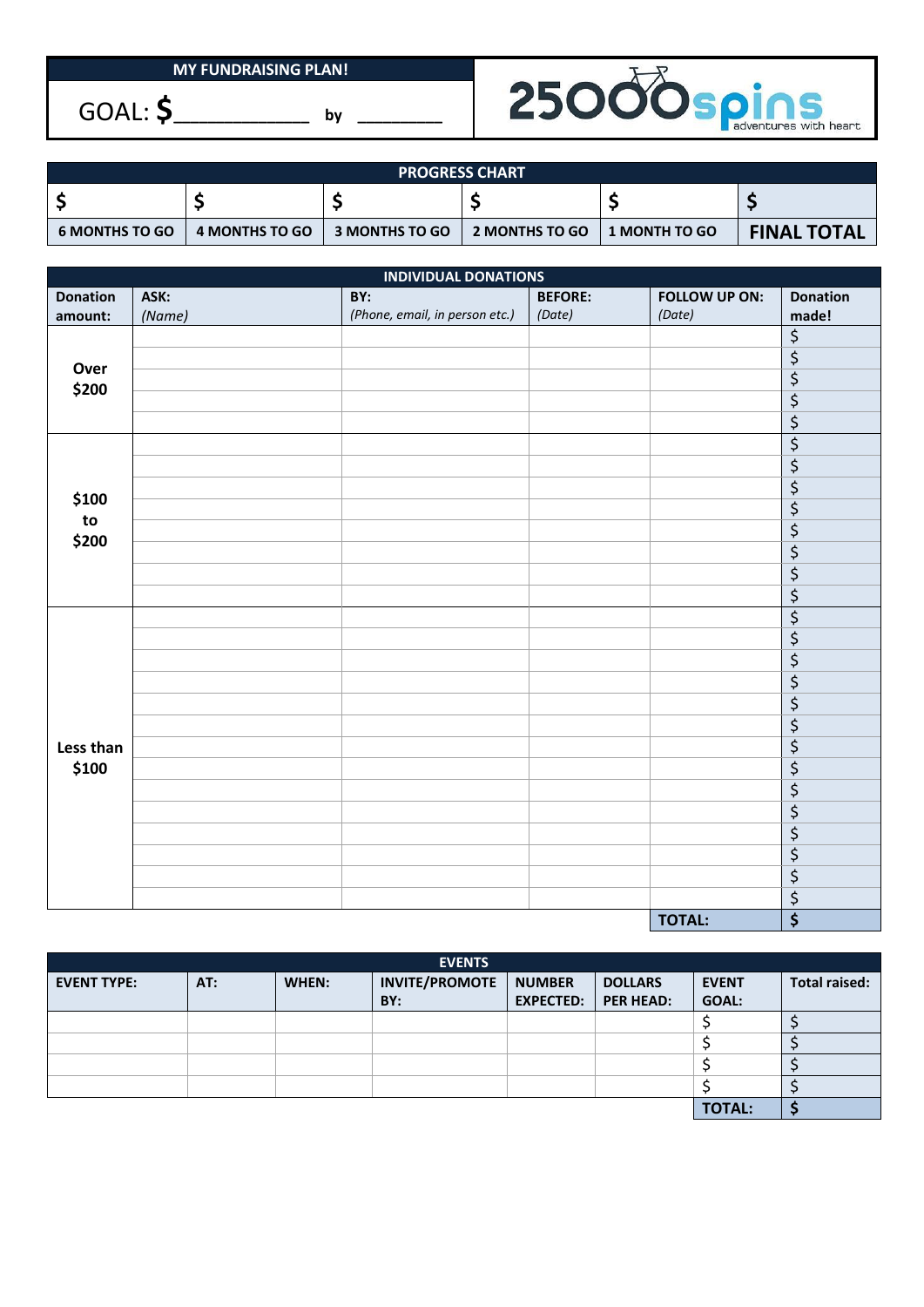## MY FUNDRAISING PLAN!

GOAL: $____________ by ________

25000spins adventures with heart

| PROGRESS CHART | | | | | |
|---|---|---|---|---|---|
| $ | $ | $ | $ | $ | $ |
| 6 MONTHS TO GO | 4 MONTHS TO GO | 3 MONTHS TO GO | 2 MONTHS TO GO | 1 MONTH TO GO | **FINAL TOTAL** |

| INDIVIDUAL DONATIONS | | | | | |
|---|---|---|---|---|---|
| **Donation amount:** | **ASK:** *(Name)* | **BY:** *(Phone, email, in person etc.)* | **BEFORE:** *(Date)* | **FOLLOW UP ON:** *(Date)* | **Donation made!** |
| **Over $200** | | | | | $ |
| | | | | | $ |
| | | | | | $ |
| | | | | | $ |
| | | | | | $ |
| **$100 to $200** | | | | | $ |
| | | | | | $ |
| | | | | | $ |
| | | | | | $ |
| | | | | | $ |
| | | | | | $ |
| | | | | | $ |
| | | | | | $ |
| **Less than $100** | | | | | $ |
| | | | | | $ |
| | | | | | $ |
| | | | | | $ |
| | | | | | $ |
| | | | | | $ |
| | | | | | $ |
| | | | | | $ |
| | | | | | $ |
| | | | | | $ |
| | | | | | $ |
| | | | | | $ |
| | | | | | $ |
| | | | | | $ |
| | | | | **TOTAL:** | **$** |

| EVENTS | | | | | | | |
|---|---|---|---|---|---|---|---|
| **EVENT TYPE:** | **AT:** | **WHEN:** | **INVITE/PROMOTE BY:** | **NUMBER EXPECTED:** | **DOLLARS PER HEAD:** | **EVENT GOAL:** | **Total raised:** |
| | | | | | | $ | $ |
| | | | | | | $ | $ |
| | | | | | | $ | $ |
| | | | | | | $ | $ |
| | | | | | | **TOTAL:** | **$** |